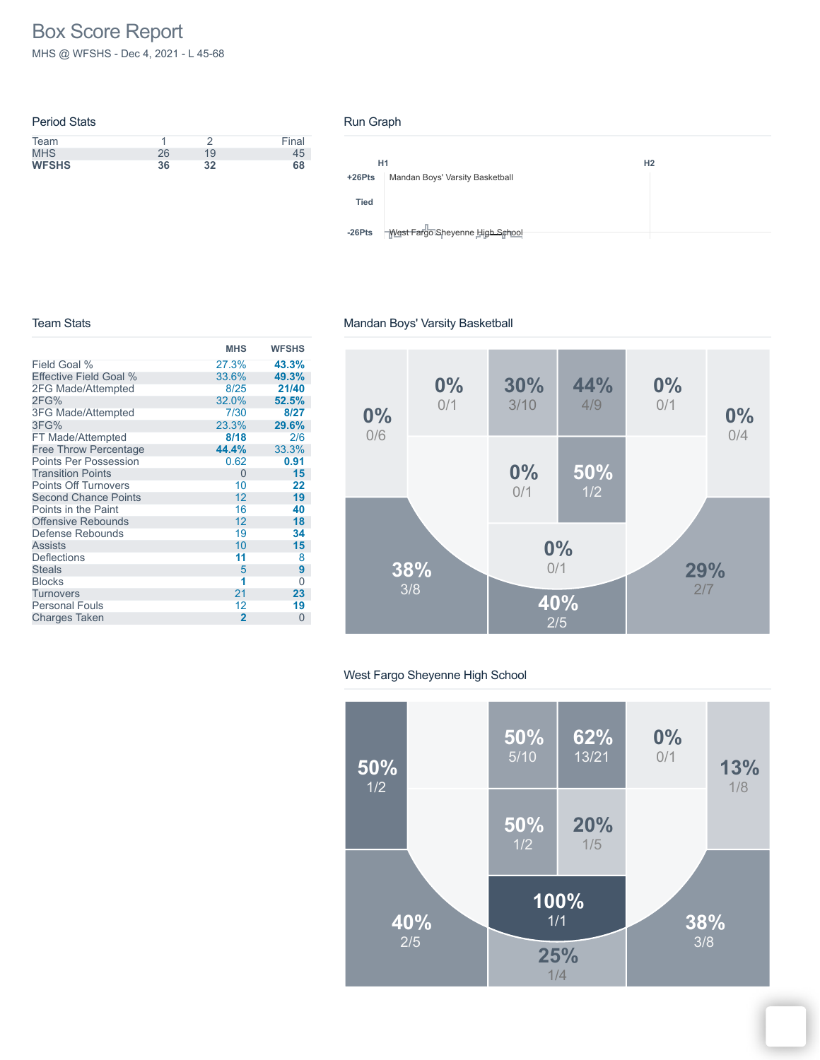# Box Score Report

MHS @ WFSHS - Dec 4, 2021 - L 45-68

## Period Stats

| Team | 1 | 2 | Final |
|---|---|---|---|
| MHS | 26 | 19 | 45 |
| **WFSHS** | **36** | **32** | **68** |

## Run Graph

H1 H2

+26Pts Mandan Boys' Varsity Basketball

Tied

-26Pts West Fargo Sheyenne High School

## Team Stats

| | MHS | WFSHS |
|---|---|---|
| Field Goal % | 27.3% | **43.3%** |
| Effective Field Goal % | 33.6% | **49.3%** |
| 2FG Made/Attempted | 8/25 | **21/40** |
| 2FG% | 32.0% | **52.5%** |
| 3FG Made/Attempted | 7/30 | **8/27** |
| 3FG% | 23.3% | **29.6%** |
| FT Made/Attempted | **8/18** | 2/6 |
| Free Throw Percentage | **44.4%** | 33.3% |
| Points Per Possession | 0.62 | **0.91** |
| Transition Points | 0 | **15** |
| Points Off Turnovers | 10 | **22** |
| Second Chance Points | 12 | **19** |
| Points in the Paint | 16 | **40** |
| Offensive Rebounds | 12 | **18** |
| Defense Rebounds | 19 | **34** |
| Assists | 10 | **15** |
| Deflections | **11** | 8 |
| Steals | 5 | **9** |
| Blocks | **1** | 0 |
| Turnovers | 21 | **23** |
| Personal Fouls | 12 | **19** |
| Charges Taken | **2** | 0 |

## Mandan Boys' Varsity Basketball

0% 0/6, 0% 0/1, 30% 3/10, 44% 4/9, 0% 0/1, 0% 0/4, 0% 0/1, 50% 1/2, 0% 0/1, 38% 3/8, 40% 2/5, 29% 2/7

## West Fargo Sheyenne High School

50% 1/2, 50% 5/10, 62% 13/21, 0% 0/1, 13% 1/8, 50% 1/2, 20% 1/5, 100% 1/1, 40% 2/5, 25% 1/4, 38% 3/8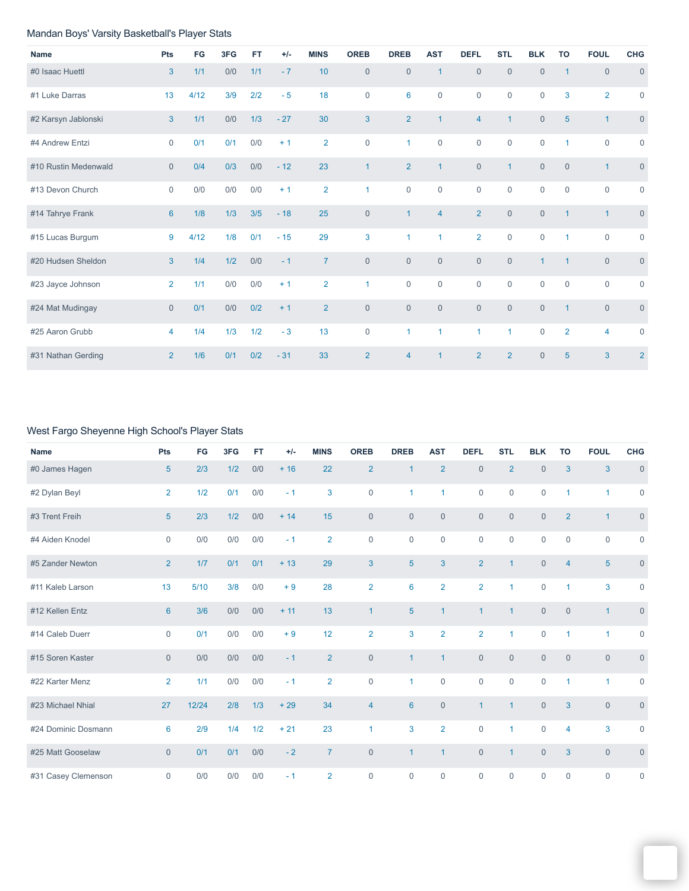Mandan Boys' Varsity Basketball's Player Stats

| Name | Pts | FG | 3FG | FT | +/- | MINS | OREB | DREB | AST | DEFL | STL | BLK | TO | FOUL | CHG |
|---|---|---|---|---|---|---|---|---|---|---|---|---|---|---|---|
| #0 Isaac Huettl | 3 | 1/1 | 0/0 | 1/1 | - 7 | 10 | 0 | 0 | 1 | 0 | 0 | 0 | 1 | 0 | 0 |
| #1 Luke Darras | 13 | 4/12 | 3/9 | 2/2 | - 5 | 18 | 0 | 6 | 0 | 0 | 0 | 0 | 3 | 2 | 0 |
| #2 Karsyn Jablonski | 3 | 1/1 | 0/0 | 1/3 | - 27 | 30 | 3 | 2 | 1 | 4 | 1 | 0 | 5 | 1 | 0 |
| #4 Andrew Entzi | 0 | 0/1 | 0/1 | 0/0 | + 1 | 2 | 0 | 1 | 0 | 0 | 0 | 0 | 1 | 0 | 0 |
| #10 Rustin Medenwald | 0 | 0/4 | 0/3 | 0/0 | - 12 | 23 | 1 | 2 | 1 | 0 | 1 | 0 | 0 | 1 | 0 |
| #13 Devon Church | 0 | 0/0 | 0/0 | 0/0 | + 1 | 2 | 1 | 0 | 0 | 0 | 0 | 0 | 0 | 0 | 0 |
| #14 Tahrye Frank | 6 | 1/8 | 1/3 | 3/5 | - 18 | 25 | 0 | 1 | 4 | 2 | 0 | 0 | 1 | 1 | 0 |
| #15 Lucas Burgum | 9 | 4/12 | 1/8 | 0/1 | - 15 | 29 | 3 | 1 | 1 | 2 | 0 | 0 | 1 | 0 | 0 |
| #20 Hudsen Sheldon | 3 | 1/4 | 1/2 | 0/0 | - 1 | 7 | 0 | 0 | 0 | 0 | 0 | 1 | 1 | 0 | 0 |
| #23 Jayce Johnson | 2 | 1/1 | 0/0 | 0/0 | + 1 | 2 | 1 | 0 | 0 | 0 | 0 | 0 | 0 | 0 | 0 |
| #24 Mat Mudingay | 0 | 0/1 | 0/0 | 0/2 | + 1 | 2 | 0 | 0 | 0 | 0 | 0 | 0 | 1 | 0 | 0 |
| #25 Aaron Grubb | 4 | 1/4 | 1/3 | 1/2 | - 3 | 13 | 0 | 1 | 1 | 1 | 1 | 0 | 2 | 4 | 0 |
| #31 Nathan Gerding | 2 | 1/6 | 0/1 | 0/2 | - 31 | 33 | 2 | 4 | 1 | 2 | 2 | 0 | 5 | 3 | 2 |

West Fargo Sheyenne High School's Player Stats

| Name | Pts | FG | 3FG | FT | +/- | MINS | OREB | DREB | AST | DEFL | STL | BLK | TO | FOUL | CHG |
|---|---|---|---|---|---|---|---|---|---|---|---|---|---|---|---|
| #0 James Hagen | 5 | 2/3 | 1/2 | 0/0 | + 16 | 22 | 2 | 1 | 2 | 0 | 2 | 0 | 3 | 3 | 0 |
| #2 Dylan Beyl | 2 | 1/2 | 0/1 | 0/0 | - 1 | 3 | 0 | 1 | 1 | 0 | 0 | 0 | 1 | 1 | 0 |
| #3 Trent Freih | 5 | 2/3 | 1/2 | 0/0 | + 14 | 15 | 0 | 0 | 0 | 0 | 0 | 0 | 2 | 1 | 0 |
| #4 Aiden Knodel | 0 | 0/0 | 0/0 | 0/0 | - 1 | 2 | 0 | 0 | 0 | 0 | 0 | 0 | 0 | 0 | 0 |
| #5 Zander Newton | 2 | 1/7 | 0/1 | 0/1 | + 13 | 29 | 3 | 5 | 3 | 2 | 1 | 0 | 4 | 5 | 0 |
| #11 Kaleb Larson | 13 | 5/10 | 3/8 | 0/0 | + 9 | 28 | 2 | 6 | 2 | 2 | 1 | 0 | 1 | 3 | 0 |
| #12 Kellen Entz | 6 | 3/6 | 0/0 | 0/0 | + 11 | 13 | 1 | 5 | 1 | 1 | 1 | 0 | 0 | 1 | 0 |
| #14 Caleb Duerr | 0 | 0/1 | 0/0 | 0/0 | + 9 | 12 | 2 | 3 | 2 | 2 | 1 | 0 | 1 | 1 | 0 |
| #15 Soren Kaster | 0 | 0/0 | 0/0 | 0/0 | - 1 | 2 | 0 | 1 | 1 | 0 | 0 | 0 | 0 | 0 | 0 |
| #22 Karter Menz | 2 | 1/1 | 0/0 | 0/0 | - 1 | 2 | 0 | 1 | 0 | 0 | 0 | 0 | 1 | 1 | 0 |
| #23 Michael Nhial | 27 | 12/24 | 2/8 | 1/3 | + 29 | 34 | 4 | 6 | 0 | 1 | 1 | 0 | 3 | 0 | 0 |
| #24 Dominic Dosmann | 6 | 2/9 | 1/4 | 1/2 | + 21 | 23 | 1 | 3 | 2 | 0 | 1 | 0 | 4 | 3 | 0 |
| #25 Matt Gooselaw | 0 | 0/1 | 0/1 | 0/0 | - 2 | 7 | 0 | 1 | 1 | 0 | 1 | 0 | 3 | 0 | 0 |
| #31 Casey Clemenson | 0 | 0/0 | 0/0 | 0/0 | - 1 | 2 | 0 | 0 | 0 | 0 | 0 | 0 | 0 | 0 | 0 |